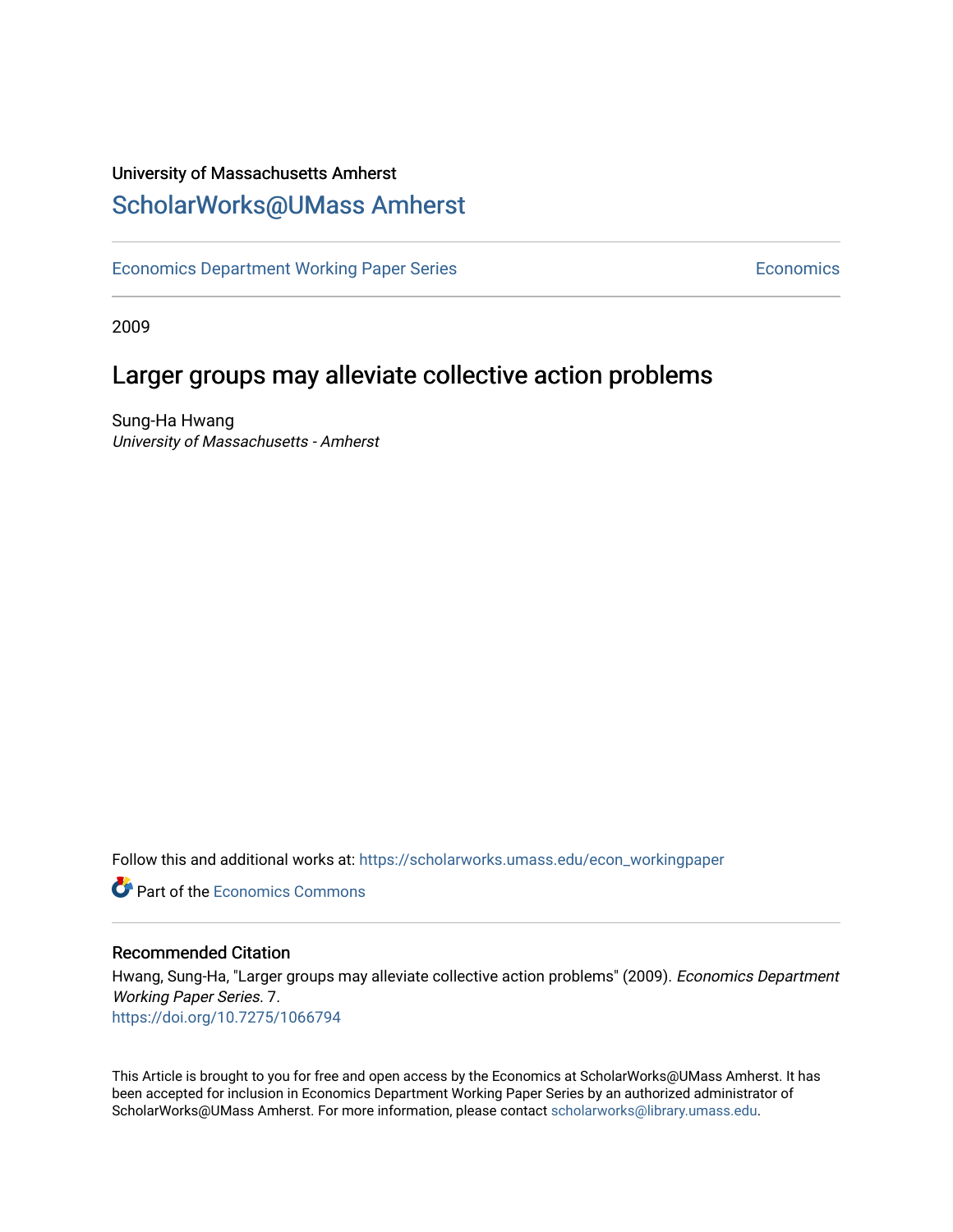University of Massachusetts Amherst

# ScholarWorks@UMass Amherst

Economics Department Working Paper Series — Economics

2009

## Larger groups may alleviate collective action problems

Sung-Ha Hwang
*University of Massachusetts - Amherst*

Follow this and additional works at: https://scholarworks.umass.edu/econ_workingpaper

Part of the Economics Commons

### Recommended Citation

Hwang, Sung-Ha, "Larger groups may alleviate collective action problems" (2009). *Economics Department Working Paper Series*. 7.
https://doi.org/10.7275/1066794

This Article is brought to you for free and open access by the Economics at ScholarWorks@UMass Amherst. It has been accepted for inclusion in Economics Department Working Paper Series by an authorized administrator of ScholarWorks@UMass Amherst. For more information, please contact scholarworks@library.umass.edu.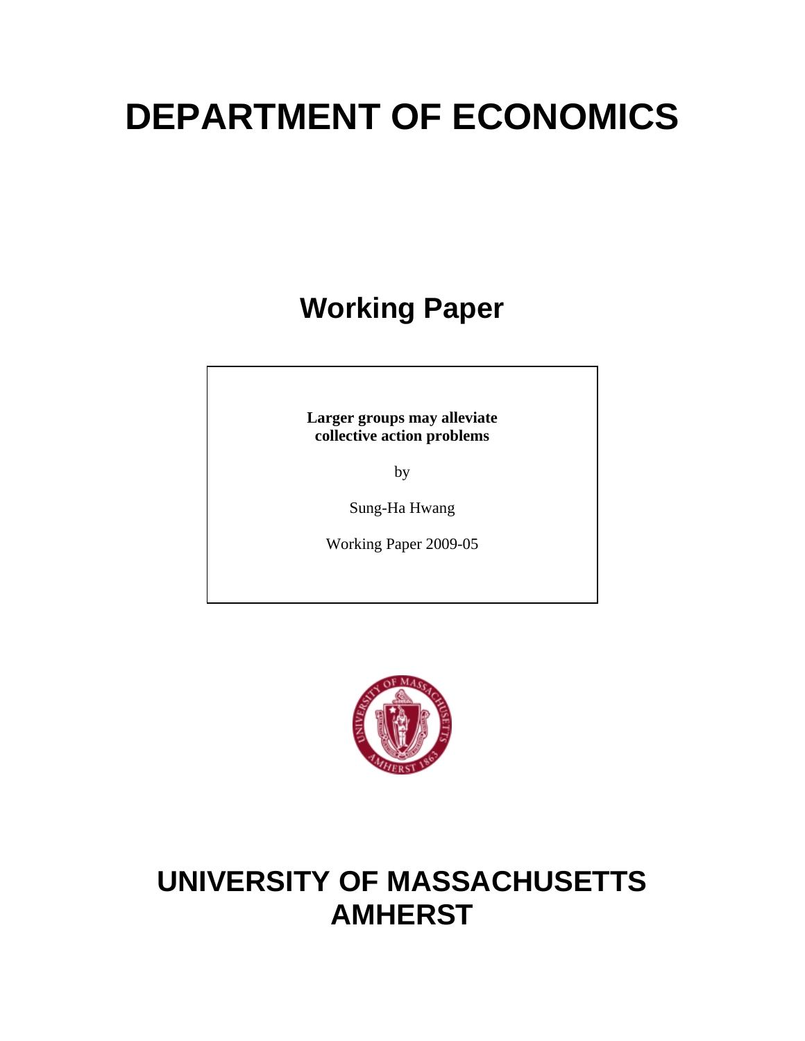# DEPARTMENT OF ECONOMICS

## Working Paper

**Larger groups may alleviate collective action problems**

by

Sung-Ha Hwang

Working Paper 2009-05

# UNIVERSITY OF MASSACHUSETTS AMHERST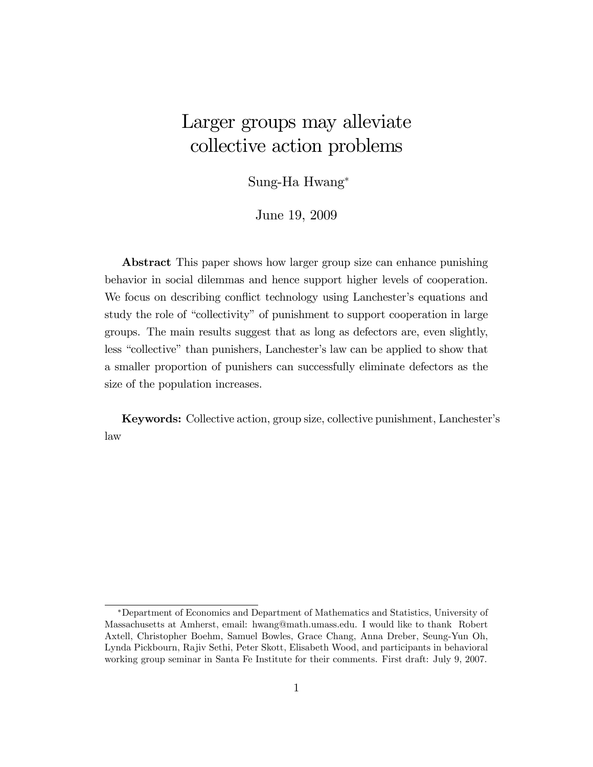# Larger groups may alleviate collective action problems

Sung-Ha Hwang*

June 19, 2009

**Abstract** This paper shows how larger group size can enhance punishing behavior in social dilemmas and hence support higher levels of cooperation. We focus on describing conflict technology using Lanchester's equations and study the role of "collectivity" of punishment to support cooperation in large groups. The main results suggest that as long as defectors are, even slightly, less "collective" than punishers, Lanchester's law can be applied to show that a smaller proportion of punishers can successfully eliminate defectors as the size of the population increases.

**Keywords:** Collective action, group size, collective punishment, Lanchester's law

---

*Department of Economics and Department of Mathematics and Statistics, University of Massachusetts at Amherst, email: hwang@math.umass.edu. I would like to thank Robert Axtell, Christopher Boehm, Samuel Bowles, Grace Chang, Anna Dreber, Seung-Yun Oh, Lynda Pickbourn, Rajiv Sethi, Peter Skott, Elisabeth Wood, and participants in behavioral working group seminar in Santa Fe Institute for their comments. First draft: July 9, 2007.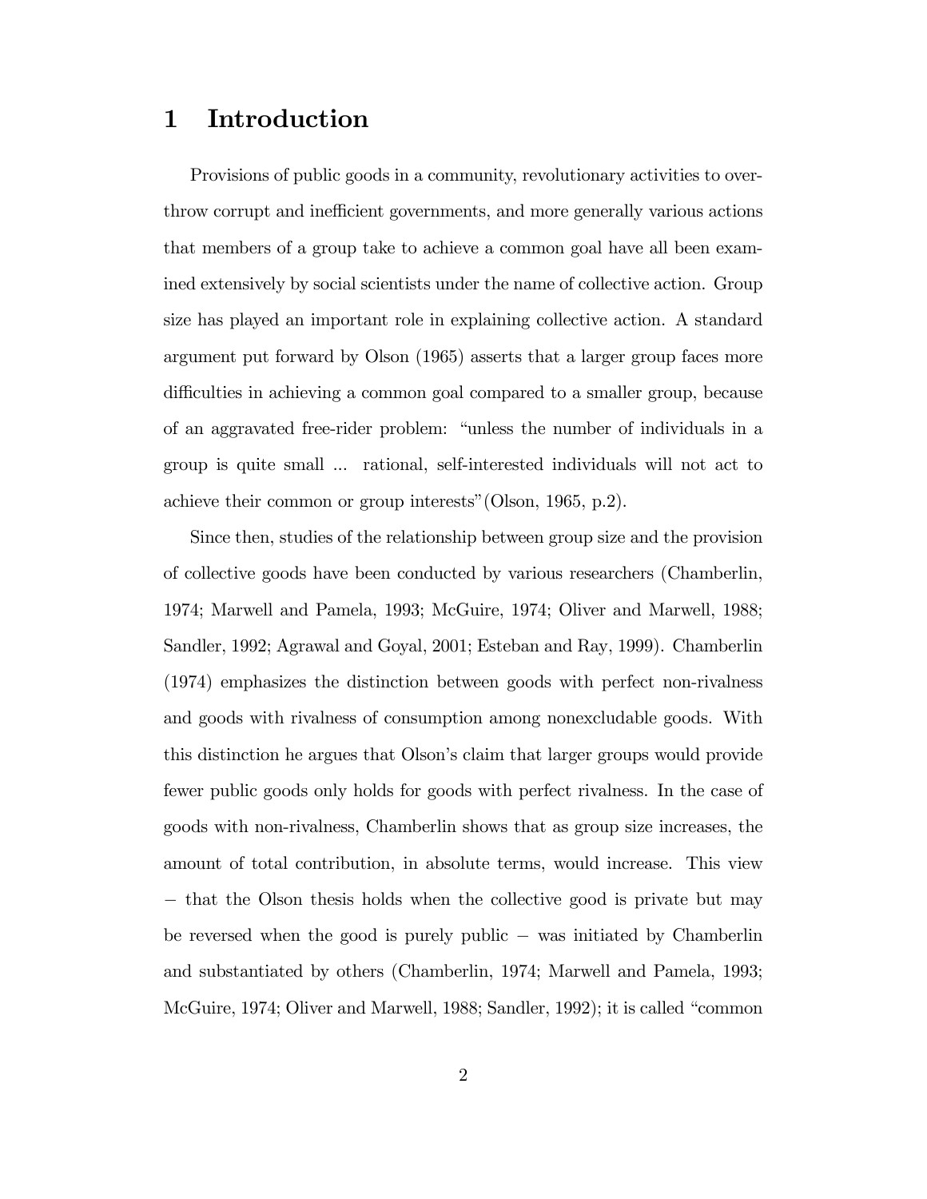# 1 Introduction

Provisions of public goods in a community, revolutionary activities to overthrow corrupt and inefficient governments, and more generally various actions that members of a group take to achieve a common goal have all been examined extensively by social scientists under the name of collective action. Group size has played an important role in explaining collective action. A standard argument put forward by Olson (1965) asserts that a larger group faces more difficulties in achieving a common goal compared to a smaller group, because of an aggravated free-rider problem: "unless the number of individuals in a group is quite small ... rational, self-interested individuals will not act to achieve their common or group interests"(Olson, 1965, p.2).

Since then, studies of the relationship between group size and the provision of collective goods have been conducted by various researchers (Chamberlin, 1974; Marwell and Pamela, 1993; McGuire, 1974; Oliver and Marwell, 1988; Sandler, 1992; Agrawal and Goyal, 2001; Esteban and Ray, 1999). Chamberlin (1974) emphasizes the distinction between goods with perfect non-rivalness and goods with rivalness of consumption among nonexcludable goods. With this distinction he argues that Olson's claim that larger groups would provide fewer public goods only holds for goods with perfect rivalness. In the case of goods with non-rivalness, Chamberlin shows that as group size increases, the amount of total contribution, in absolute terms, would increase. This view − that the Olson thesis holds when the collective good is private but may be reversed when the good is purely public − was initiated by Chamberlin and substantiated by others (Chamberlin, 1974; Marwell and Pamela, 1993; McGuire, 1974; Oliver and Marwell, 1988; Sandler, 1992); it is called "common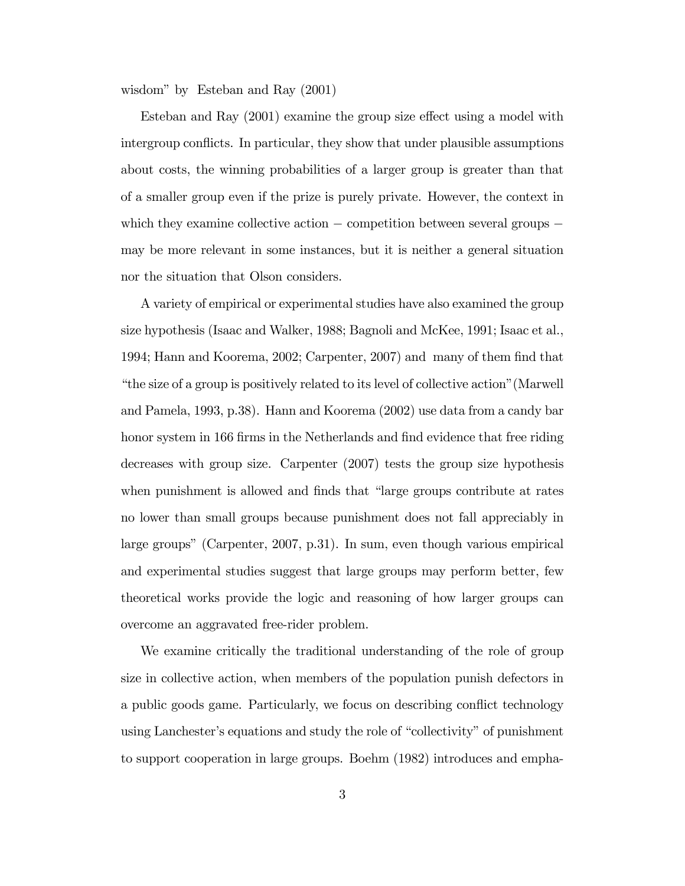wisdom" by Esteban and Ray (2001)

Esteban and Ray (2001) examine the group size effect using a model with intergroup conflicts. In particular, they show that under plausible assumptions about costs, the winning probabilities of a larger group is greater than that of a smaller group even if the prize is purely private. However, the context in which they examine collective action − competition between several groups − may be more relevant in some instances, but it is neither a general situation nor the situation that Olson considers.

A variety of empirical or experimental studies have also examined the group size hypothesis (Isaac and Walker, 1988; Bagnoli and McKee, 1991; Isaac et al., 1994; Hann and Koorema, 2002; Carpenter, 2007) and many of them find that "the size of a group is positively related to its level of collective action"(Marwell and Pamela, 1993, p.38). Hann and Koorema (2002) use data from a candy bar honor system in 166 firms in the Netherlands and find evidence that free riding decreases with group size. Carpenter (2007) tests the group size hypothesis when punishment is allowed and finds that "large groups contribute at rates no lower than small groups because punishment does not fall appreciably in large groups" (Carpenter, 2007, p.31). In sum, even though various empirical and experimental studies suggest that large groups may perform better, few theoretical works provide the logic and reasoning of how larger groups can overcome an aggravated free-rider problem.

We examine critically the traditional understanding of the role of group size in collective action, when members of the population punish defectors in a public goods game. Particularly, we focus on describing conflict technology using Lanchester's equations and study the role of "collectivity" of punishment to support cooperation in large groups. Boehm (1982) introduces and empha-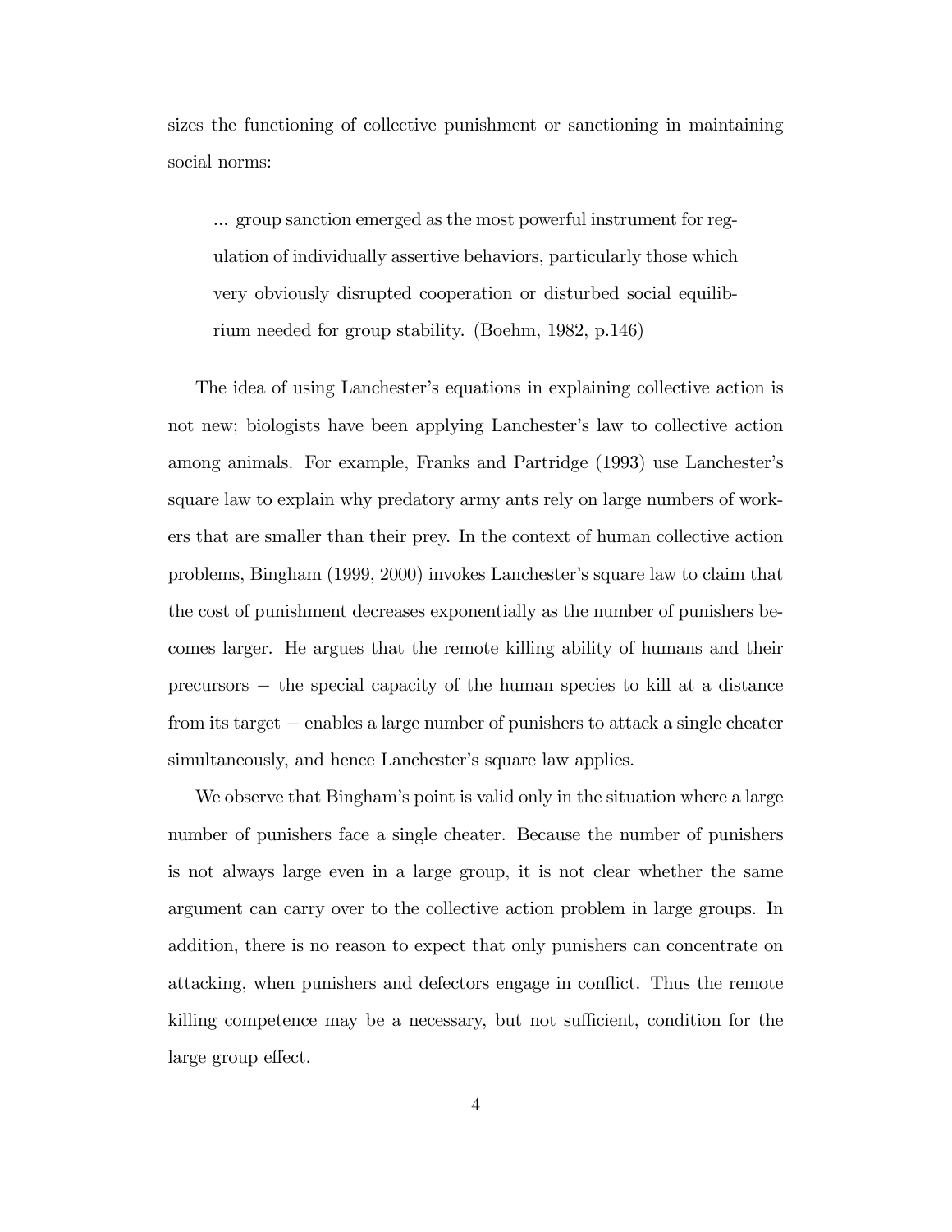sizes the functioning of collective punishment or sanctioning in maintaining social norms:

> ... group sanction emerged as the most powerful instrument for regulation of individually assertive behaviors, particularly those which very obviously disrupted cooperation or disturbed social equilibrium needed for group stability. (Boehm, 1982, p.146)

The idea of using Lanchester's equations in explaining collective action is not new; biologists have been applying Lanchester's law to collective action among animals. For example, Franks and Partridge (1993) use Lanchester's square law to explain why predatory army ants rely on large numbers of workers that are smaller than their prey. In the context of human collective action problems, Bingham (1999, 2000) invokes Lanchester's square law to claim that the cost of punishment decreases exponentially as the number of punishers becomes larger. He argues that the remote killing ability of humans and their precursors − the special capacity of the human species to kill at a distance from its target − enables a large number of punishers to attack a single cheater simultaneously, and hence Lanchester's square law applies.

We observe that Bingham's point is valid only in the situation where a large number of punishers face a single cheater. Because the number of punishers is not always large even in a large group, it is not clear whether the same argument can carry over to the collective action problem in large groups. In addition, there is no reason to expect that only punishers can concentrate on attacking, when punishers and defectors engage in conflict. Thus the remote killing competence may be a necessary, but not sufficient, condition for the large group effect.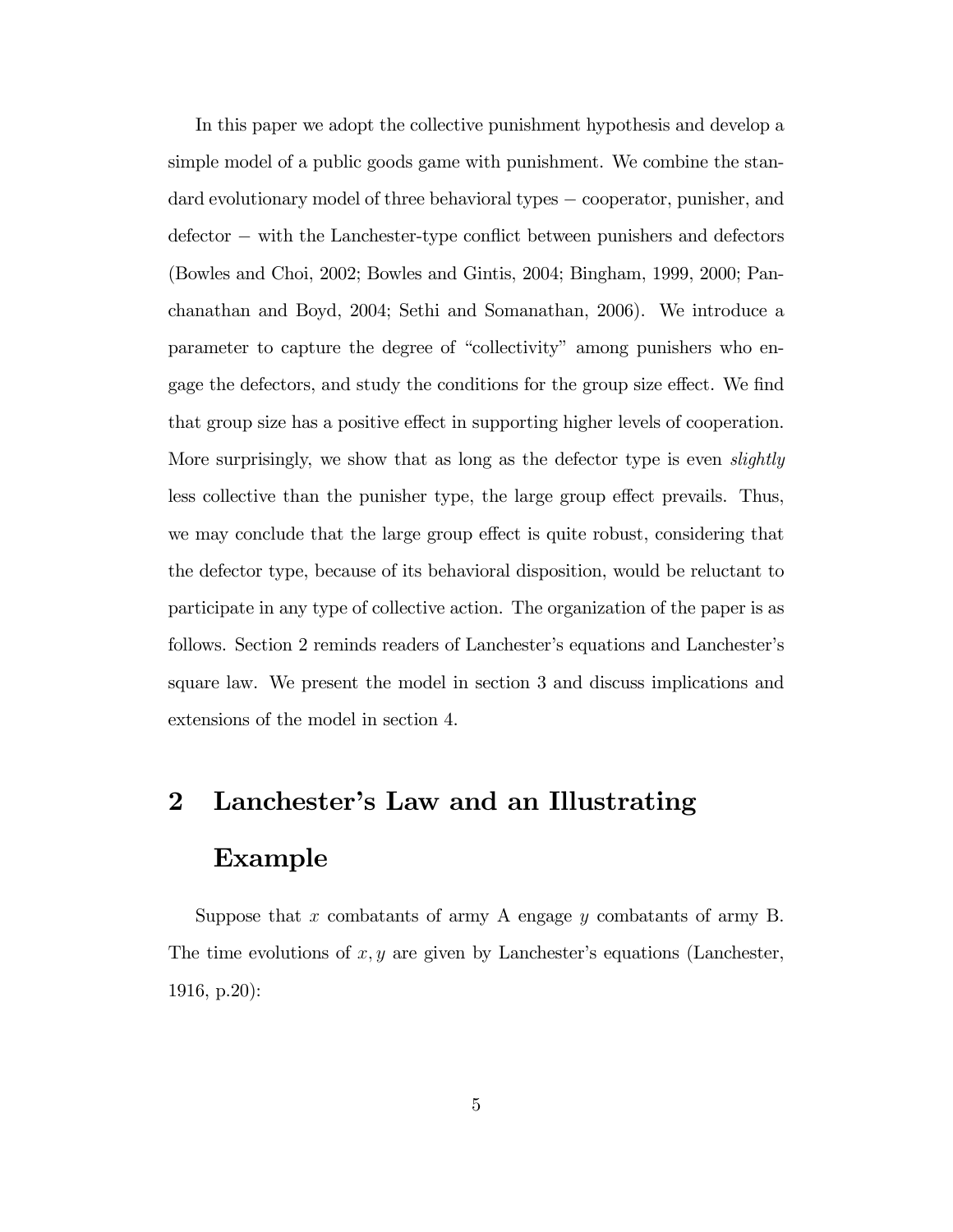In this paper we adopt the collective punishment hypothesis and develop a simple model of a public goods game with punishment. We combine the standard evolutionary model of three behavioral types − cooperator, punisher, and defector − with the Lanchester-type conflict between punishers and defectors (Bowles and Choi, 2002; Bowles and Gintis, 2004; Bingham, 1999, 2000; Panchanathan and Boyd, 2004; Sethi and Somanathan, 2006). We introduce a parameter to capture the degree of "collectivity" among punishers who engage the defectors, and study the conditions for the group size effect. We find that group size has a positive effect in supporting higher levels of cooperation. More surprisingly, we show that as long as the defector type is even *slightly* less collective than the punisher type, the large group effect prevails. Thus, we may conclude that the large group effect is quite robust, considering that the defector type, because of its behavioral disposition, would be reluctant to participate in any type of collective action. The organization of the paper is as follows. Section 2 reminds readers of Lanchester's equations and Lanchester's square law. We present the model in section 3 and discuss implications and extensions of the model in section 4.

## 2 Lanchester's Law and an Illustrating Example

Suppose that $x$ combatants of army A engage $y$ combatants of army B. The time evolutions of $x, y$ are given by Lanchester's equations (Lanchester, 1916, p.20):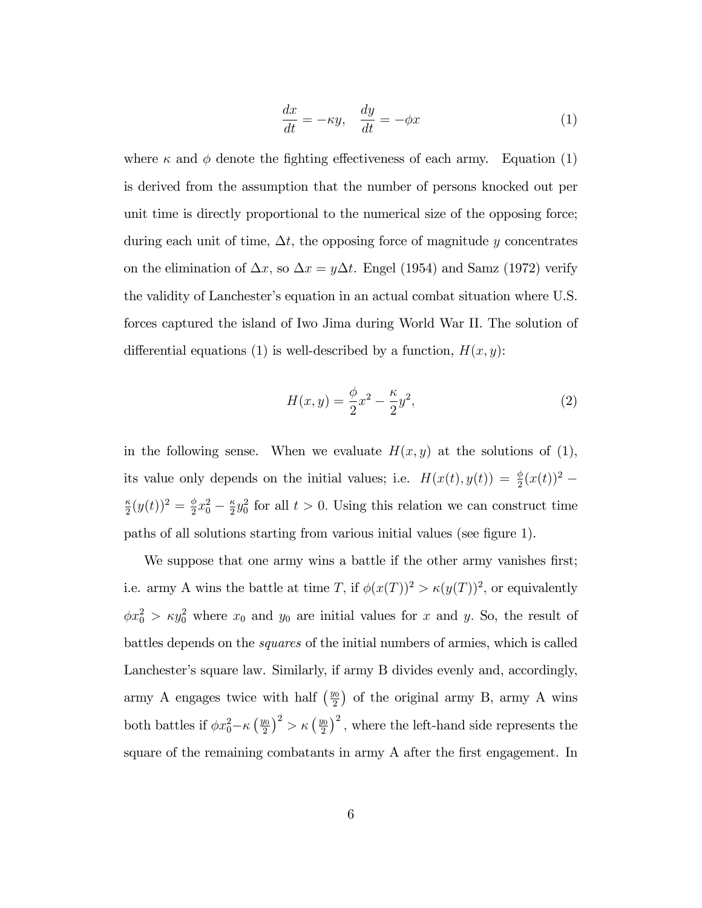$$\frac{dx}{dt} = -\kappa y, \quad \frac{dy}{dt} = -\phi x \tag{1}$$

where $\kappa$ and $\phi$ denote the fighting effectiveness of each army. Equation (1) is derived from the assumption that the number of persons knocked out per unit time is directly proportional to the numerical size of the opposing force; during each unit of time, $\Delta t$, the opposing force of magnitude $y$ concentrates on the elimination of $\Delta x$, so $\Delta x = y\Delta t$. Engel (1954) and Samz (1972) verify the validity of Lanchester's equation in an actual combat situation where U.S. forces captured the island of Iwo Jima during World War II. The solution of differential equations (1) is well-described by a function, $H(x, y)$:

$$H(x, y) = \frac{\phi}{2}x^2 - \frac{\kappa}{2}y^2, \tag{2}$$

in the following sense. When we evaluate $H(x, y)$ at the solutions of (1), its value only depends on the initial values; i.e. $H(x(t), y(t)) = \frac{\phi}{2}(x(t))^2 - \frac{\kappa}{2}(y(t))^2 = \frac{\phi}{2}x_0^2 - \frac{\kappa}{2}y_0^2$ for all $t > 0$. Using this relation we can construct time paths of all solutions starting from various initial values (see figure 1).

We suppose that one army wins a battle if the other army vanishes first; i.e. army A wins the battle at time $T$, if $\phi(x(T))^2 > \kappa(y(T))^2$, or equivalently $\phi x_0^2 > \kappa y_0^2$ where $x_0$ and $y_0$ are initial values for $x$ and $y$. So, the result of battles depends on the *squares* of the initial numbers of armies, which is called Lanchester's square law. Similarly, if army B divides evenly and, accordingly, army A engages twice with half $\left(\frac{y_0}{2}\right)$ of the original army B, army A wins both battles if $\phi x_0^2 - \kappa\left(\frac{y_0}{2}\right)^2 > \kappa\left(\frac{y_0}{2}\right)^2$, where the left-hand side represents the square of the remaining combatants in army A after the first engagement. In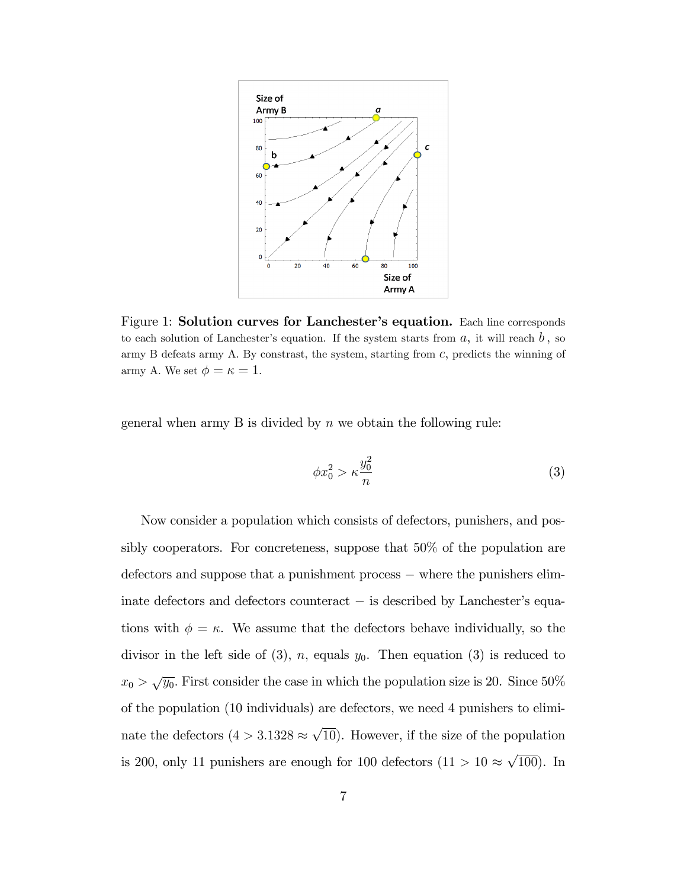Figure 1: **Solution curves for Lanchester's equation.** Each line corresponds to each solution of Lanchester's equation. If the system starts from $a$, it will reach $b$, so army B defeats army A. By constrast, the system, starting from $c$, predicts the winning of army A. We set $\phi = \kappa = 1$.

general when army B is divided by $n$ we obtain the following rule:

$$\phi x_0^2 > \kappa \frac{y_0^2}{n} \tag{3}$$

Now consider a population which consists of defectors, punishers, and possibly cooperators. For concreteness, suppose that 50% of the population are defectors and suppose that a punishment process − where the punishers eliminate defectors and defectors counteract − is described by Lanchester's equations with $\phi = \kappa$. We assume that the defectors behave individually, so the divisor in the left side of (3), $n$, equals $y_0$. Then equation (3) is reduced to $x_0 > \sqrt{y_0}$. First consider the case in which the population size is 20. Since 50% of the population (10 individuals) are defectors, we need 4 punishers to eliminate the defectors ($4 > 3.1328 \approx \sqrt{10}$). However, if the size of the population is 200, only 11 punishers are enough for 100 defectors ($11 > 10 \approx \sqrt{100}$). In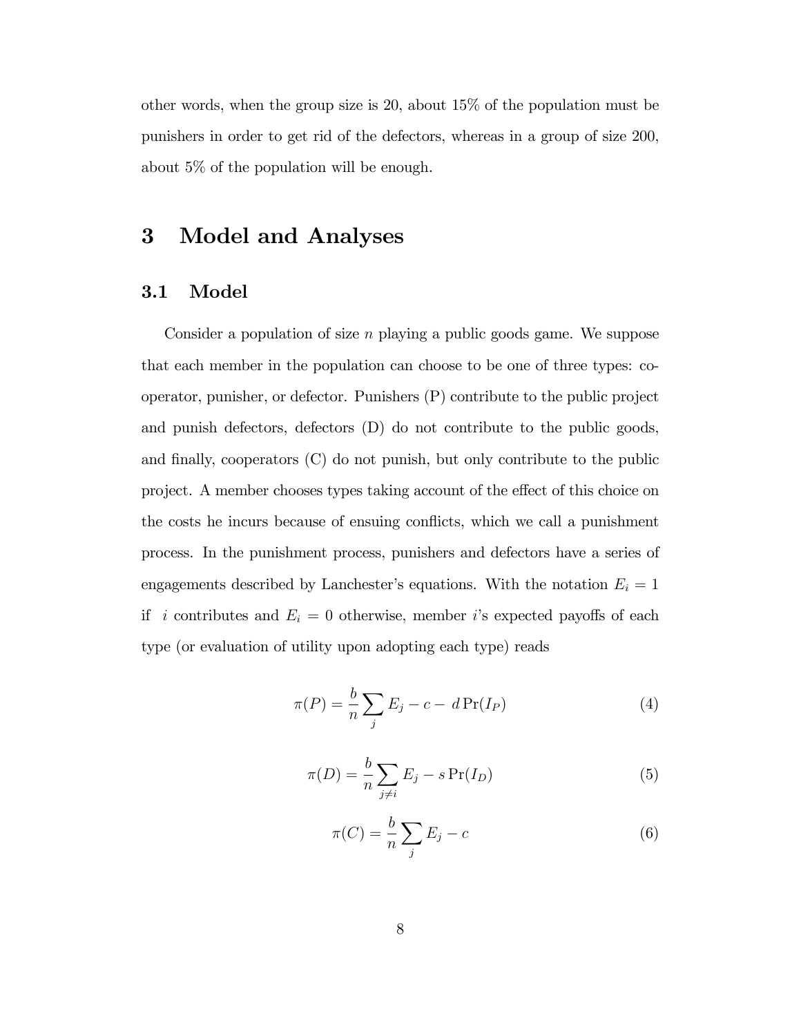other words, when the group size is 20, about 15% of the population must be punishers in order to get rid of the defectors, whereas in a group of size 200, about 5% of the population will be enough.

# 3 Model and Analyses

## 3.1 Model

Consider a population of size $n$ playing a public goods game. We suppose that each member in the population can choose to be one of three types: cooperator, punisher, or defector. Punishers (P) contribute to the public project and punish defectors, defectors (D) do not contribute to the public goods, and finally, cooperators (C) do not punish, but only contribute to the public project. A member chooses types taking account of the effect of this choice on the costs he incurs because of ensuing conflicts, which we call a punishment process. In the punishment process, punishers and defectors have a series of engagements described by Lanchester's equations. With the notation $E_i = 1$ if $i$ contributes and $E_i = 0$ otherwise, member $i$'s expected payoffs of each type (or evaluation of utility upon adopting each type) reads

$$\pi(P) = \frac{b}{n} \sum_{j} E_j - c - d \Pr(I_P) \tag{4}$$

$$\pi(D) = \frac{b}{n} \sum_{j \neq i} E_j - s \Pr(I_D) \tag{5}$$

$$\pi(C) = \frac{b}{n} \sum_{j} E_j - c \tag{6}$$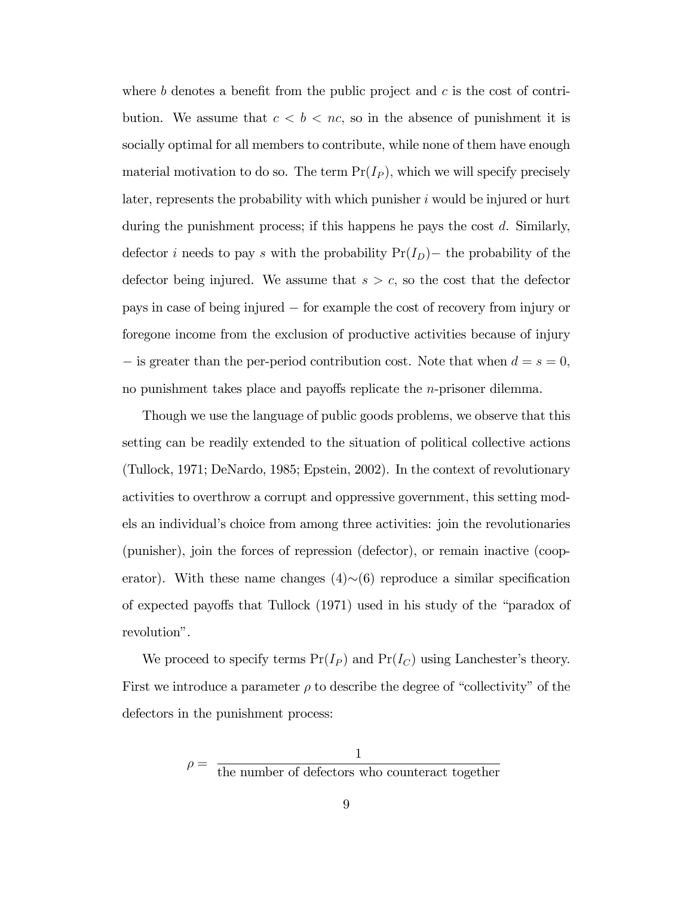where $b$ denotes a benefit from the public project and $c$ is the cost of contribution. We assume that $c < b < nc$, so in the absence of punishment it is socially optimal for all members to contribute, while none of them have enough material motivation to do so. The term $\Pr(I_P)$, which we will specify precisely later, represents the probability with which punisher $i$ would be injured or hurt during the punishment process; if this happens he pays the cost $d$. Similarly, defector $i$ needs to pay $s$ with the probability $\Pr(I_D)-$ the probability of the defector being injured. We assume that $s > c$, so the cost that the defector pays in case of being injured $-$ for example the cost of recovery from injury or foregone income from the exclusion of productive activities because of injury $-$ is greater than the per-period contribution cost. Note that when $d = s = 0$, no punishment takes place and payoffs replicate the $n$-prisoner dilemma.

Though we use the language of public goods problems, we observe that this setting can be readily extended to the situation of political collective actions (Tullock, 1971; DeNardo, 1985; Epstein, 2002). In the context of revolutionary activities to overthrow a corrupt and oppressive government, this setting models an individual's choice from among three activities: join the revolutionaries (punisher), join the forces of repression (defector), or remain inactive (cooperator). With these name changes (4)$\sim$(6) reproduce a similar specification of expected payoffs that Tullock (1971) used in his study of the "paradox of revolution".

We proceed to specify terms $\Pr(I_P)$ and $\Pr(I_C)$ using Lanchester's theory. First we introduce a parameter $\rho$ to describe the degree of "collectivity" of the defectors in the punishment process:

$$\rho = \frac{1}{\text{the number of defectors who counteract together}}$$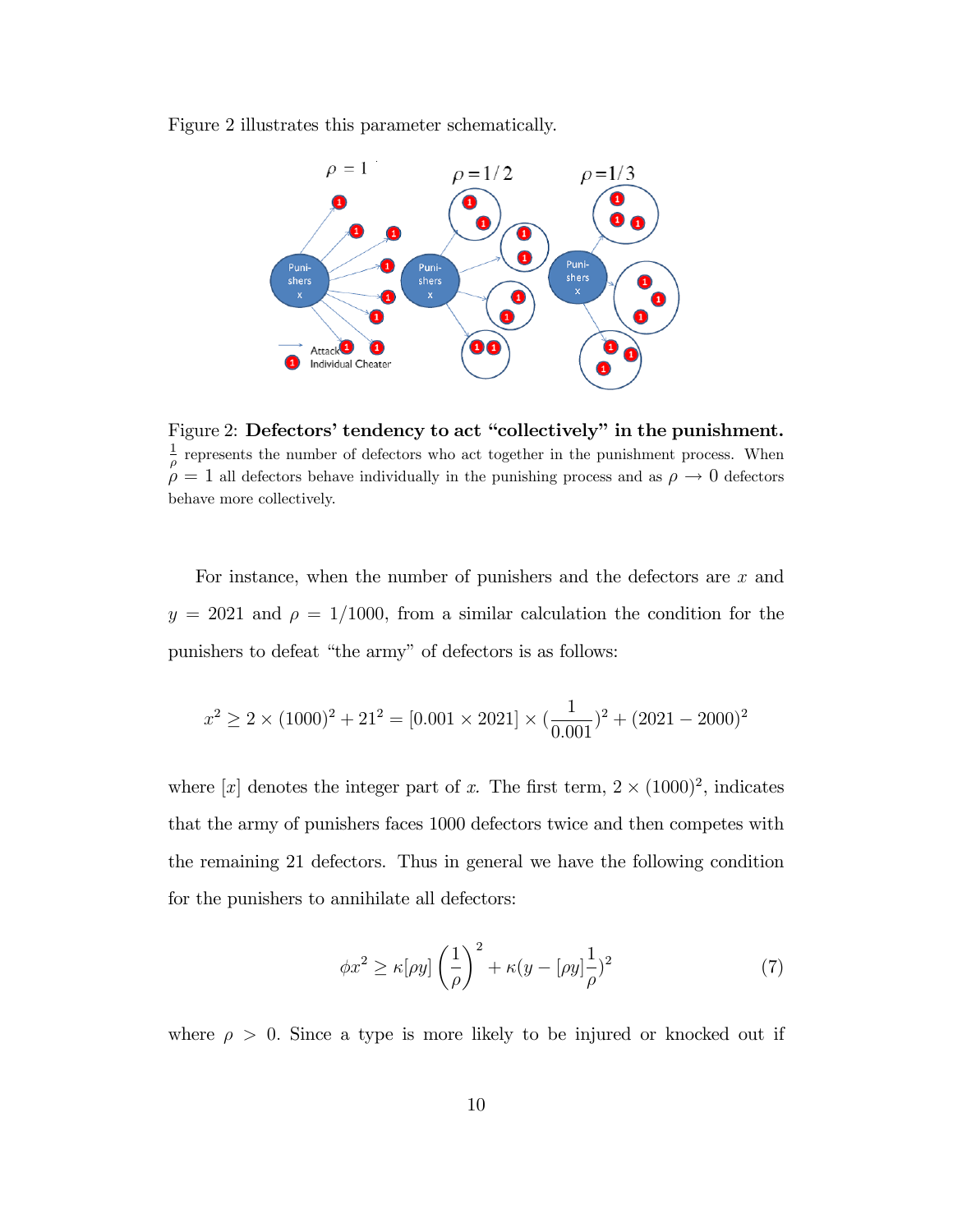Figure 2 illustrates this parameter schematically.

Figure 2: **Defectors' tendency to act "collectively" in the punishment.** $\frac{1}{\rho}$ represents the number of defectors who act together in the punishment process. When $\rho = 1$ all defectors behave individually in the punishing process and as $\rho \longrightarrow 0$ defectors behave more collectively.

For instance, when the number of punishers and the defectors are $x$ and $y = 2021$ and $\rho = 1/1000$, from a similar calculation the condition for the punishers to defeat "the army" of defectors is as follows:

$$x^2 \geq 2 \times (1000)^2 + 21^2 = [0.001 \times 2021] \times (\frac{1}{0.001})^2 + (2021 - 2000)^2$$

where $[x]$ denotes the integer part of $x$. The first term, $2 \times (1000)^2$, indicates that the army of punishers faces 1000 defectors twice and then competes with the remaining 21 defectors. Thus in general we have the following condition for the punishers to annihilate all defectors:

$$\phi x^2 \geq \kappa[\rho y]\left(\frac{1}{\rho}\right)^2 + \kappa(y - [\rho y]\frac{1}{\rho})^2 \tag{7}$$

where $\rho > 0$. Since a type is more likely to be injured or knocked out if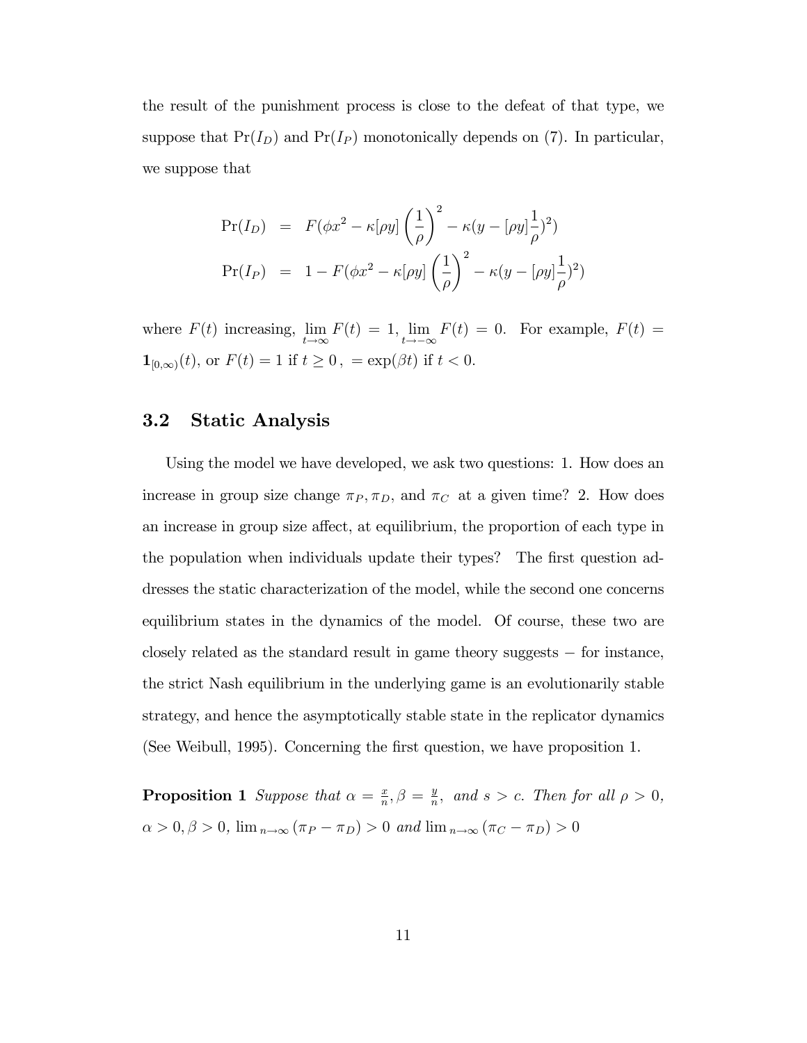the result of the punishment process is close to the defeat of that type, we suppose that $\Pr(I_D)$ and $\Pr(I_P)$ monotonically depends on (7). In particular, we suppose that

$$
\begin{aligned}
\Pr(I_D) &= F(\phi x^2 - \kappa[\rho y]\left(\frac{1}{\rho}\right)^2 - \kappa(y - [\rho y]\frac{1}{\rho})^2) \\
\Pr(I_P) &= 1 - F(\phi x^2 - \kappa[\rho y]\left(\frac{1}{\rho}\right)^2 - \kappa(y - [\rho y]\frac{1}{\rho})^2)
\end{aligned}
$$

where $F(t)$ increasing, $\lim_{t\to\infty} F(t) = 1$, $\lim_{t\to-\infty} F(t) = 0$. For example, $F(t) = \mathbf{1}_{[0,\infty)}(t)$, or $F(t) = 1$ if $t \geq 0$, $= \exp(\beta t)$ if $t < 0$.

## 3.2 Static Analysis

Using the model we have developed, we ask two questions: 1. How does an increase in group size change $\pi_P, \pi_D$, and $\pi_C$ at a given time? 2. How does an increase in group size affect, at equilibrium, the proportion of each type in the population when individuals update their types? The first question addresses the static characterization of the model, while the second one concerns equilibrium states in the dynamics of the model. Of course, these two are closely related as the standard result in game theory suggests $-$ for instance, the strict Nash equilibrium in the underlying game is an evolutionarily stable strategy, and hence the asymptotically stable state in the replicator dynamics (See Weibull, 1995). Concerning the first question, we have proposition 1.

**Proposition 1** *Suppose that* $\alpha = \frac{x}{n}, \beta = \frac{y}{n}$, *and* $s > c$. *Then for all* $\rho > 0$, $\alpha > 0, \beta > 0$, $\lim_{n\to\infty}(\pi_P - \pi_D) > 0$ *and* $\lim_{n\to\infty}(\pi_C - \pi_D) > 0$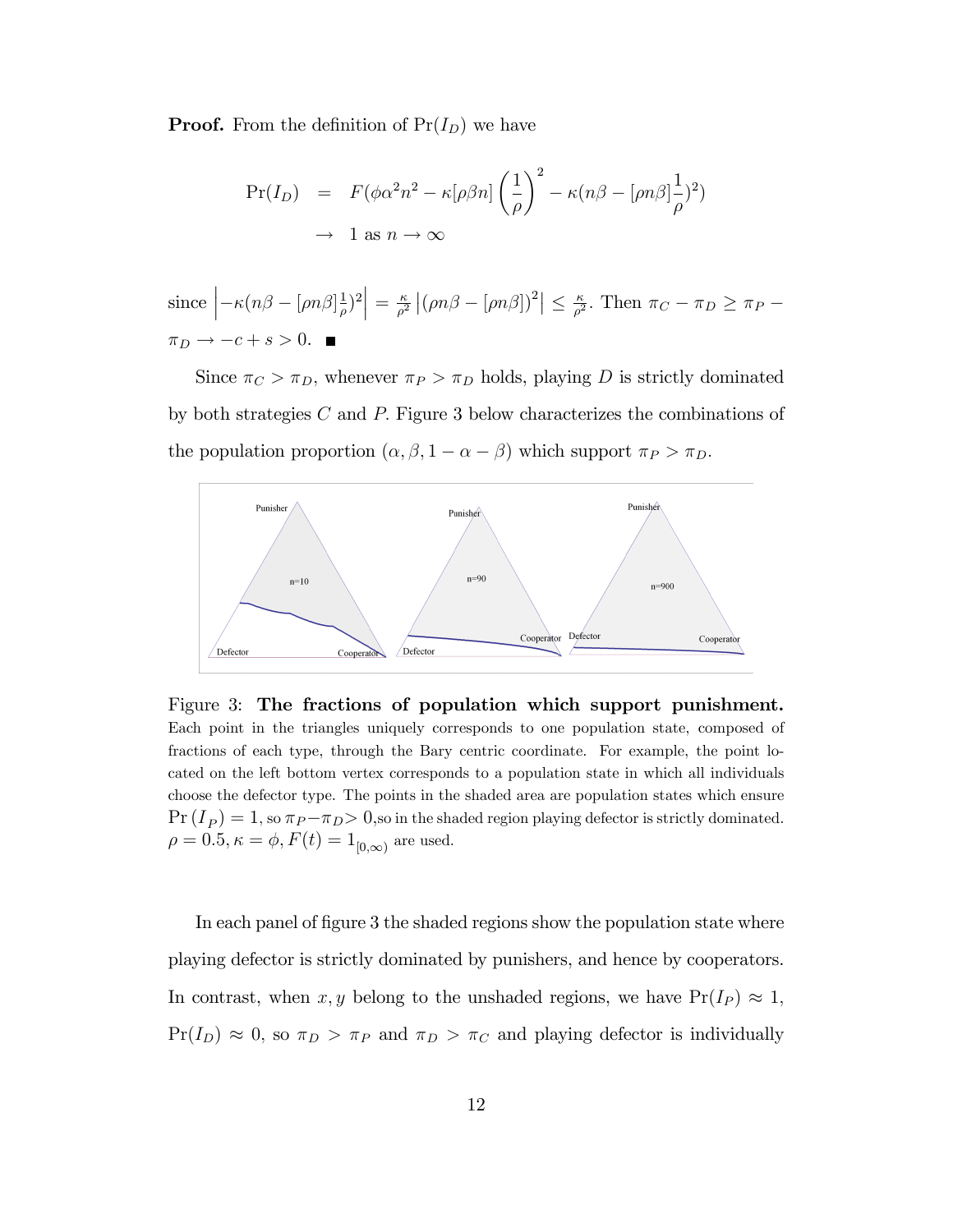**Proof.** From the definition of $\Pr(I_D)$ we have

$$\begin{aligned}
\Pr(I_D) &= F(\phi\alpha^2 n^2 - \kappa[\rho\beta n]\left(\frac{1}{\rho}\right)^2 - \kappa(n\beta - [\rho n\beta]\frac{1}{\rho})^2) \\
&\to 1 \text{ as } n \to \infty
\end{aligned}$$

since $\left|-\kappa(n\beta - [\rho n\beta]\frac{1}{\rho})^2\right| = \frac{\kappa}{\rho^2}\left|(\rho n\beta - [\rho n\beta])^2\right| \leq \frac{\kappa}{\rho^2}$. Then $\pi_C - \pi_D \geq \pi_P - \pi_D \to -c + s > 0$. ■

Since $\pi_C > \pi_D$, whenever $\pi_P > \pi_D$ holds, playing $D$ is strictly dominated by both strategies $C$ and $P$. Figure 3 below characterizes the combinations of the population proportion $(\alpha, \beta, 1-\alpha-\beta)$ which support $\pi_P > \pi_D$.

Figure 3: **The fractions of population which support punishment.** Each point in the triangles uniquely corresponds to one population state, composed of fractions of each type, through the Bary centric coordinate. For example, the point located on the left bottom vertex corresponds to a population state in which all individuals choose the defector type. The points in the shaded area are population states which ensure $\Pr(I_P) = 1$, so $\pi_P - \pi_D > 0$, so in the shaded region playing defector is strictly dominated. $\rho = 0.5, \kappa = \phi, F(t) = 1_{[0,\infty)}$ are used.

In each panel of figure 3 the shaded regions show the population state where playing defector is strictly dominated by punishers, and hence by cooperators. In contrast, when $x, y$ belong to the unshaded regions, we have $\Pr(I_P) \approx 1$, $\Pr(I_D) \approx 0$, so $\pi_D > \pi_P$ and $\pi_D > \pi_C$ and playing defector is individually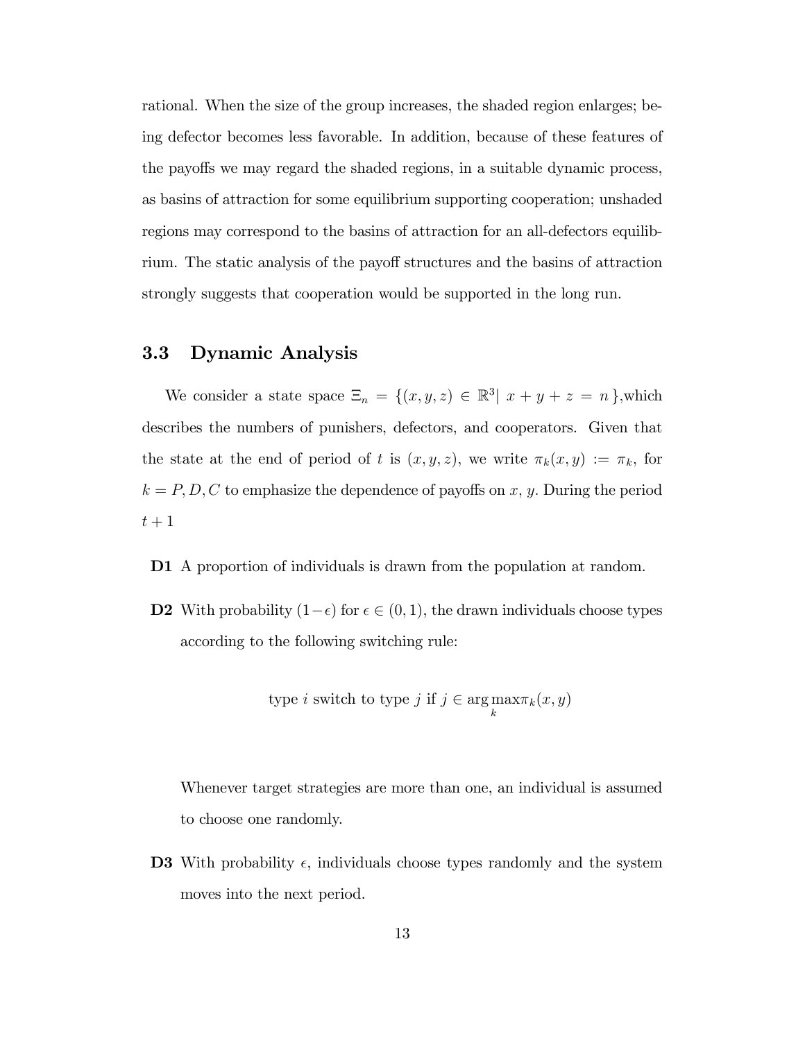rational. When the size of the group increases, the shaded region enlarges; being defector becomes less favorable. In addition, because of these features of the payoffs we may regard the shaded regions, in a suitable dynamic process, as basins of attraction for some equilibrium supporting cooperation; unshaded regions may correspond to the basins of attraction for an all-defectors equilibrium. The static analysis of the payoff structures and the basins of attraction strongly suggests that cooperation would be supported in the long run.

## 3.3 Dynamic Analysis

We consider a state space $\Xi_n = \{(x, y, z) \in \mathbb{R}^3 | \; x + y + z = n\}$,which describes the numbers of punishers, defectors, and cooperators. Given that the state at the end of period of $t$ is $(x, y, z)$, we write $\pi_k(x, y) := \pi_k$, for $k = P, D, C$ to emphasize the dependence of payoffs on $x$, $y$. During the period $t + 1$

**D1** A proportion of individuals is drawn from the population at random.

**D2** With probability $(1-\epsilon)$ for $\epsilon \in (0, 1)$, the drawn individuals choose types according to the following switching rule:

$$\text{type } i \text{ switch to type } j \text{ if } j \in \arg\max_k \pi_k(x, y)$$

Whenever target strategies are more than one, an individual is assumed to choose one randomly.

**D3** With probability $\epsilon$, individuals choose types randomly and the system moves into the next period.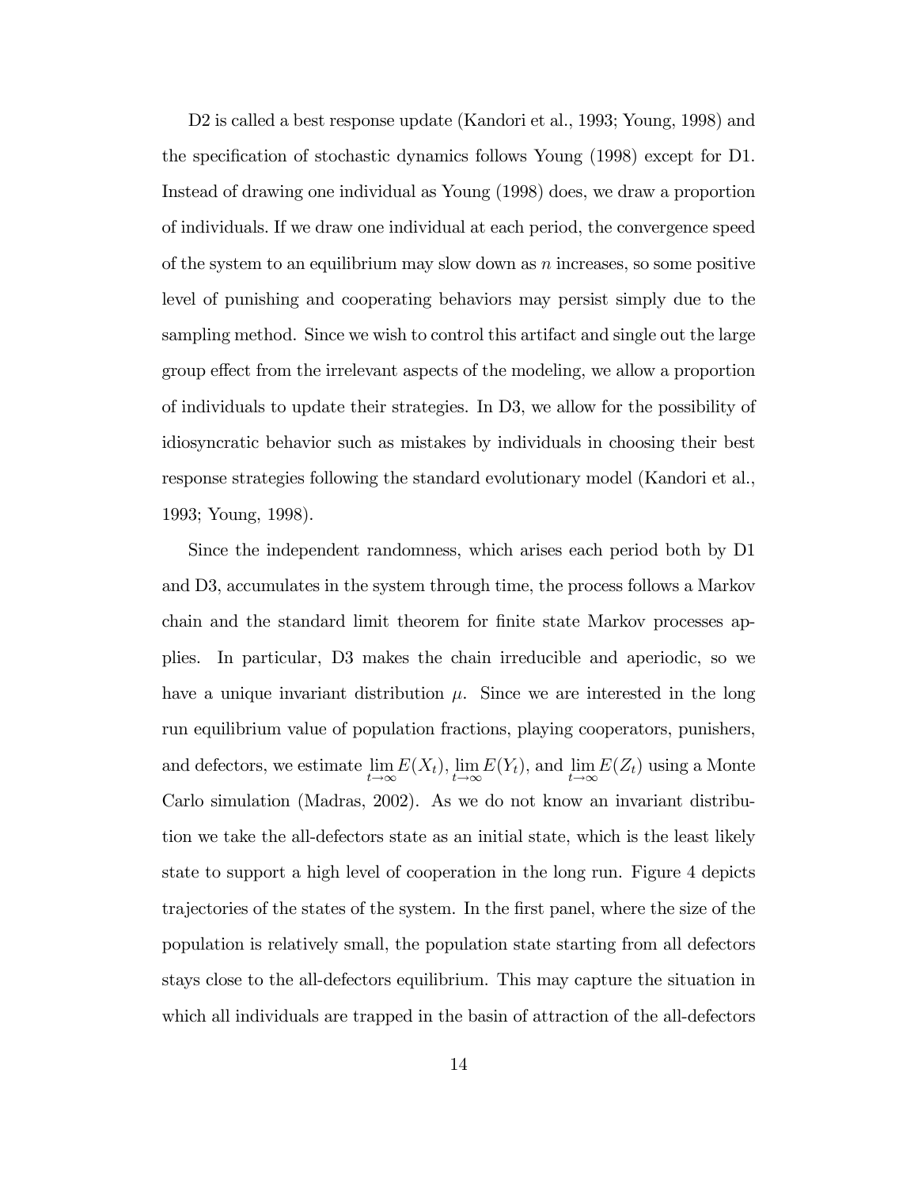D2 is called a best response update (Kandori et al., 1993; Young, 1998) and the specification of stochastic dynamics follows Young (1998) except for D1. Instead of drawing one individual as Young (1998) does, we draw a proportion of individuals. If we draw one individual at each period, the convergence speed of the system to an equilibrium may slow down as $n$ increases, so some positive level of punishing and cooperating behaviors may persist simply due to the sampling method. Since we wish to control this artifact and single out the large group effect from the irrelevant aspects of the modeling, we allow a proportion of individuals to update their strategies. In D3, we allow for the possibility of idiosyncratic behavior such as mistakes by individuals in choosing their best response strategies following the standard evolutionary model (Kandori et al., 1993; Young, 1998).

Since the independent randomness, which arises each period both by D1 and D3, accumulates in the system through time, the process follows a Markov chain and the standard limit theorem for finite state Markov processes applies. In particular, D3 makes the chain irreducible and aperiodic, so we have a unique invariant distribution $\mu$. Since we are interested in the long run equilibrium value of population fractions, playing cooperators, punishers, and defectors, we estimate $\lim_{t\to\infty} E(X_t)$, $\lim_{t\to\infty} E(Y_t)$, and $\lim_{t\to\infty} E(Z_t)$ using a Monte Carlo simulation (Madras, 2002). As we do not know an invariant distribution we take the all-defectors state as an initial state, which is the least likely state to support a high level of cooperation in the long run. Figure 4 depicts trajectories of the states of the system. In the first panel, where the size of the population is relatively small, the population state starting from all defectors stays close to the all-defectors equilibrium. This may capture the situation in which all individuals are trapped in the basin of attraction of the all-defectors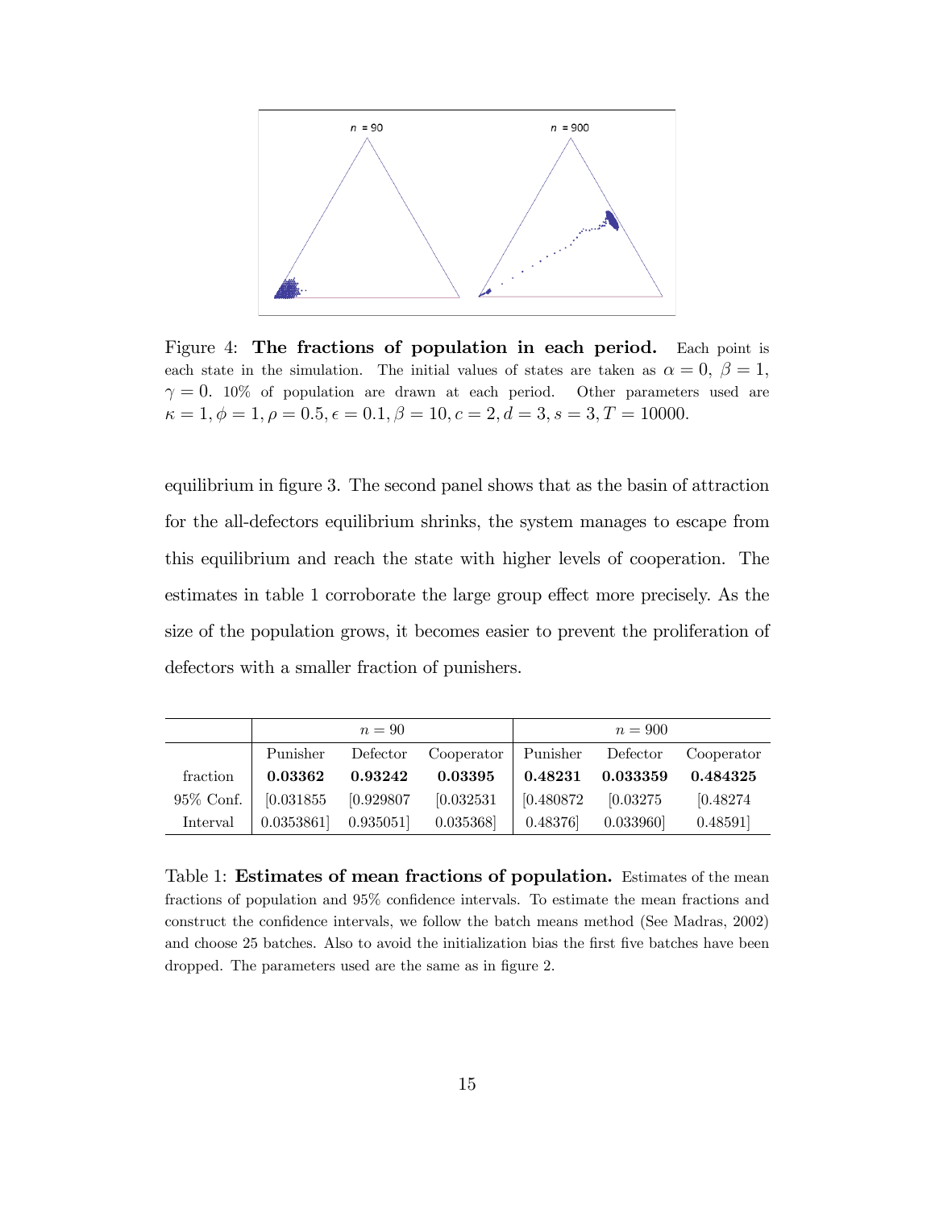Figure 4: **The fractions of population in each period.** Each point is each state in the simulation. The initial values of states are taken as $\alpha = 0,\ \beta = 1,\ \gamma = 0$. 10% of population are drawn at each period. Other parameters used are $\kappa = 1, \phi = 1, \rho = 0.5, \epsilon = 0.1, \beta = 10, c = 2, d = 3, s = 3, T = 10000$.

equilibrium in figure 3. The second panel shows that as the basin of attraction for the all-defectors equilibrium shrinks, the system manages to escape from this equilibrium and reach the state with higher levels of cooperation. The estimates in table 1 corroborate the large group effect more precisely. As the size of the population grows, it becomes easier to prevent the proliferation of defectors with a smaller fraction of punishers.

| | $n = 90$ | | | $n = 900$ | | |
|---|---|---|---|---|---|---|
| | Punisher | Defector | Cooperator | Punisher | Defector | Cooperator |
| fraction | **0.03362** | **0.93242** | **0.03395** | **0.48231** | **0.033359** | **0.484325** |
| 95% Conf. | [0.031855 | [0.929807 | [0.032531 | [0.480872 | [0.03275 | [0.48274 |
| Interval | 0.0353861] | 0.935051] | 0.035368] | 0.48376] | 0.033960] | 0.48591] |

Table 1: **Estimates of mean fractions of population.** Estimates of the mean fractions of population and 95% confidence intervals. To estimate the mean fractions and construct the confidence intervals, we follow the batch means method (See Madras, 2002) and choose 25 batches. Also to avoid the initialization bias the first five batches have been dropped. The parameters used are the same as in figure 2.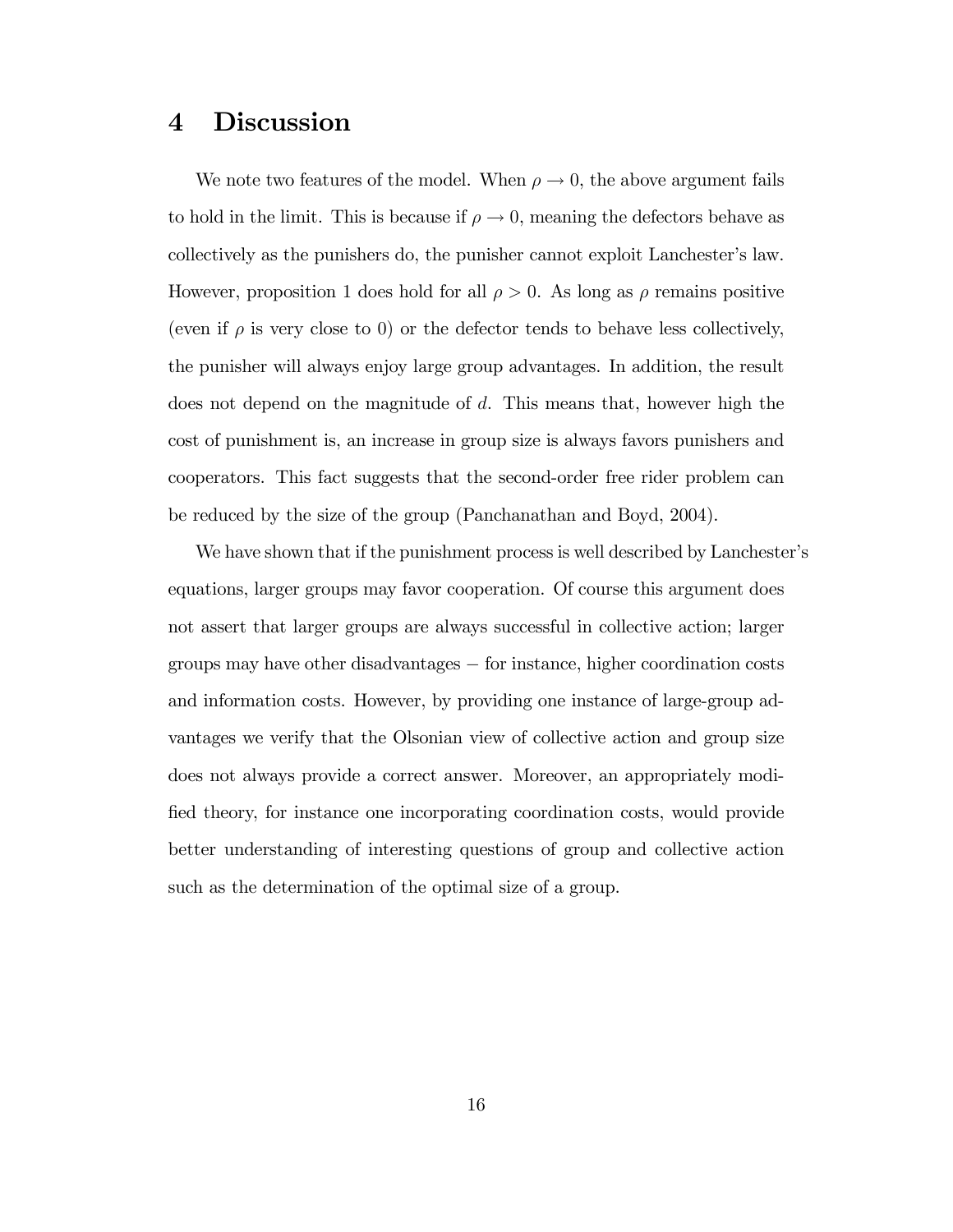# 4 Discussion

We note two features of the model. When $\rho \to 0$, the above argument fails to hold in the limit. This is because if $\rho \to 0$, meaning the defectors behave as collectively as the punishers do, the punisher cannot exploit Lanchester's law. However, proposition 1 does hold for all $\rho > 0$. As long as $\rho$ remains positive (even if $\rho$ is very close to 0) or the defector tends to behave less collectively, the punisher will always enjoy large group advantages. In addition, the result does not depend on the magnitude of $d$. This means that, however high the cost of punishment is, an increase in group size is always favors punishers and cooperators. This fact suggests that the second-order free rider problem can be reduced by the size of the group (Panchanathan and Boyd, 2004).

We have shown that if the punishment process is well described by Lanchester's equations, larger groups may favor cooperation. Of course this argument does not assert that larger groups are always successful in collective action; larger groups may have other disadvantages − for instance, higher coordination costs and information costs. However, by providing one instance of large-group advantages we verify that the Olsonian view of collective action and group size does not always provide a correct answer. Moreover, an appropriately modified theory, for instance one incorporating coordination costs, would provide better understanding of interesting questions of group and collective action such as the determination of the optimal size of a group.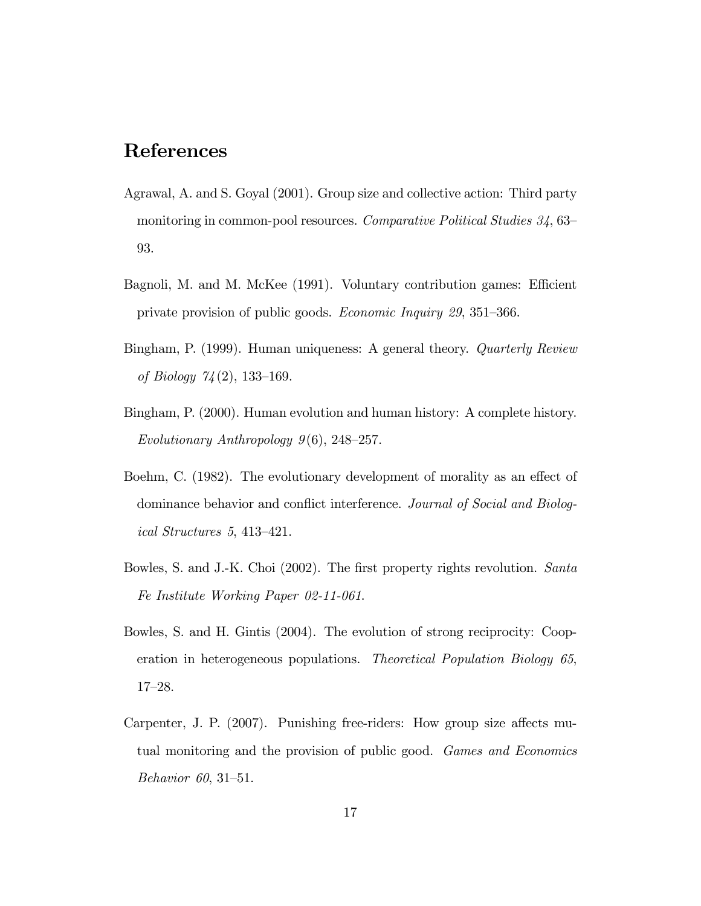## References

Agrawal, A. and S. Goyal (2001). Group size and collective action: Third party monitoring in common-pool resources. *Comparative Political Studies 34*, 63–93.

Bagnoli, M. and M. McKee (1991). Voluntary contribution games: Efficient private provision of public goods. *Economic Inquiry 29*, 351–366.

Bingham, P. (1999). Human uniqueness: A general theory. *Quarterly Review of Biology 74*(2), 133–169.

Bingham, P. (2000). Human evolution and human history: A complete history. *Evolutionary Anthropology 9*(6), 248–257.

Boehm, C. (1982). The evolutionary development of morality as an effect of dominance behavior and conflict interference. *Journal of Social and Biological Structures 5*, 413–421.

Bowles, S. and J.-K. Choi (2002). The first property rights revolution. *Santa Fe Institute Working Paper 02-11-061.*

Bowles, S. and H. Gintis (2004). The evolution of strong reciprocity: Cooperation in heterogeneous populations. *Theoretical Population Biology 65*, 17–28.

Carpenter, J. P. (2007). Punishing free-riders: How group size affects mutual monitoring and the provision of public good. *Games and Economics Behavior 60*, 31–51.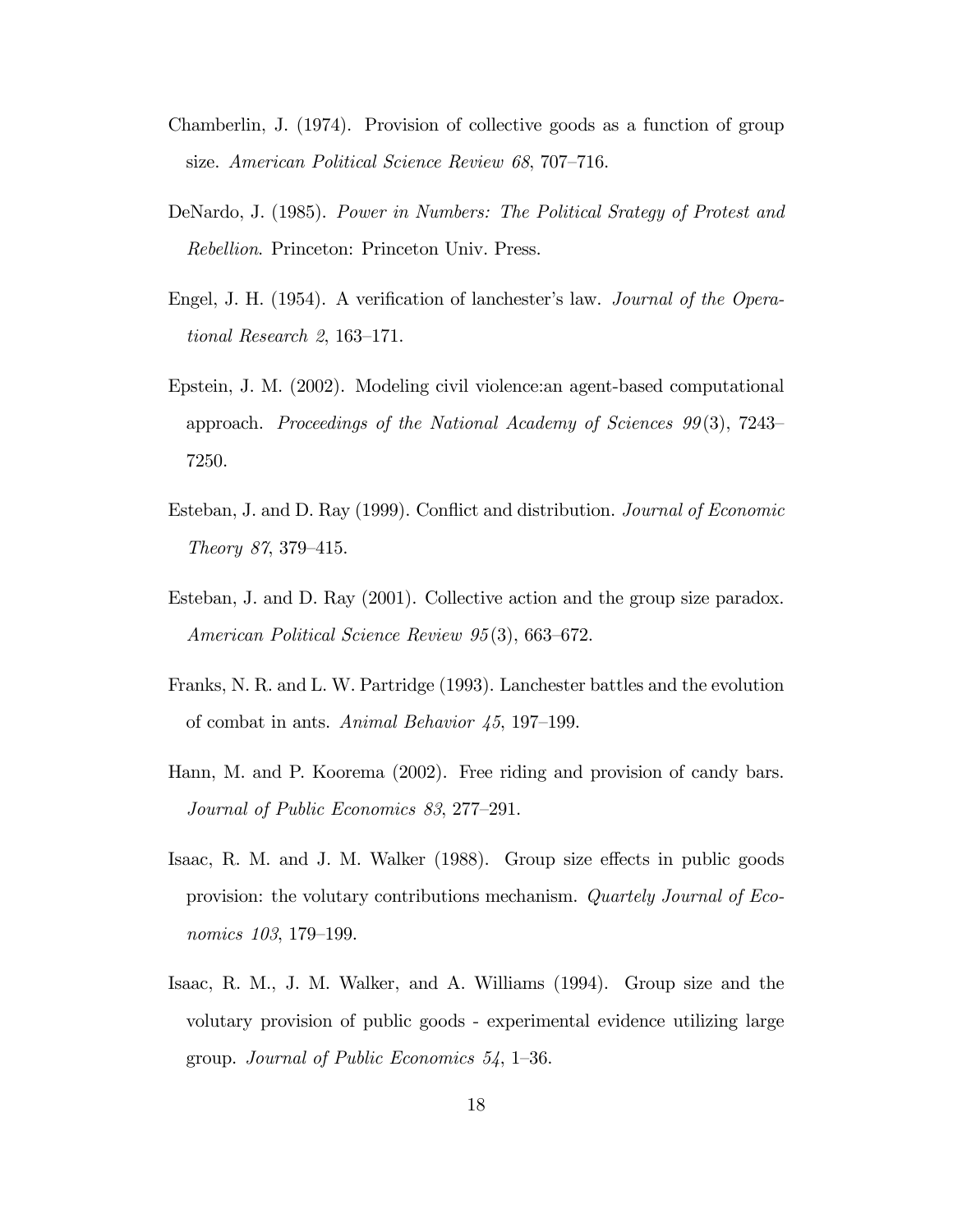Chamberlin, J. (1974). Provision of collective goods as a function of group size. *American Political Science Review 68*, 707–716.

DeNardo, J. (1985). *Power in Numbers: The Political Srategy of Protest and Rebellion*. Princeton: Princeton Univ. Press.

Engel, J. H. (1954). A verification of lanchester's law. *Journal of the Operational Research 2*, 163–171.

Epstein, J. M. (2002). Modeling civil violence:an agent-based computational approach. *Proceedings of the National Academy of Sciences 99*(3), 7243–7250.

Esteban, J. and D. Ray (1999). Conflict and distribution. *Journal of Economic Theory 87*, 379–415.

Esteban, J. and D. Ray (2001). Collective action and the group size paradox. *American Political Science Review 95*(3), 663–672.

Franks, N. R. and L. W. Partridge (1993). Lanchester battles and the evolution of combat in ants. *Animal Behavior 45*, 197–199.

Hann, M. and P. Koorema (2002). Free riding and provision of candy bars. *Journal of Public Economics 83*, 277–291.

Isaac, R. M. and J. M. Walker (1988). Group size effects in public goods provision: the volutary contributions mechanism. *Quartely Journal of Economics 103*, 179–199.

Isaac, R. M., J. M. Walker, and A. Williams (1994). Group size and the volutary provision of public goods - experimental evidence utilizing large group. *Journal of Public Economics 54*, 1–36.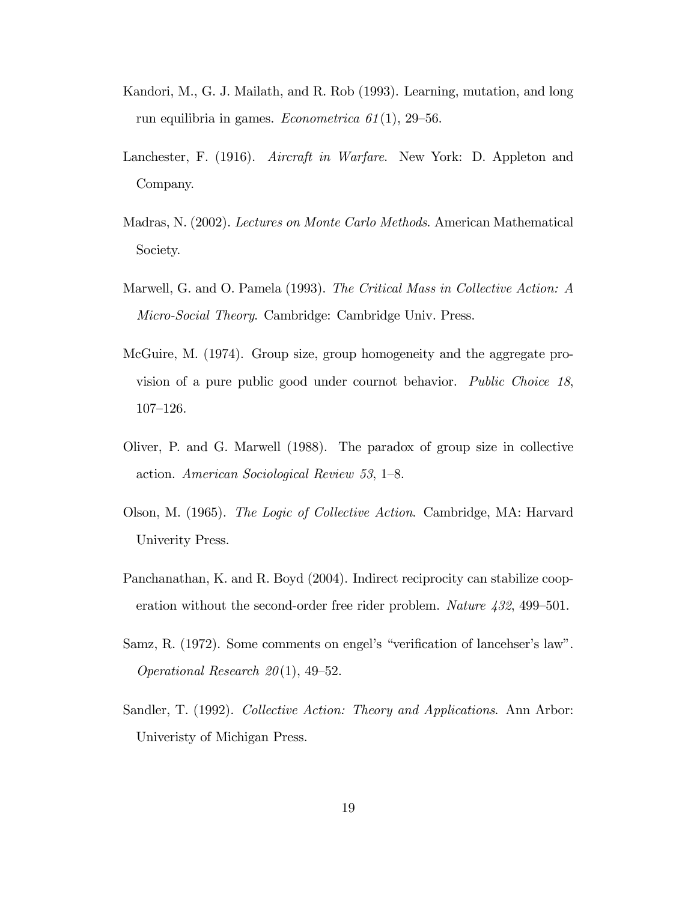Kandori, M., G. J. Mailath, and R. Rob (1993). Learning, mutation, and long run equilibria in games. *Econometrica 61*(1), 29–56.

Lanchester, F. (1916). *Aircraft in Warfare*. New York: D. Appleton and Company.

Madras, N. (2002). *Lectures on Monte Carlo Methods*. American Mathematical Society.

Marwell, G. and O. Pamela (1993). *The Critical Mass in Collective Action: A Micro-Social Theory*. Cambridge: Cambridge Univ. Press.

McGuire, M. (1974). Group size, group homogeneity and the aggregate provision of a pure public good under cournot behavior. *Public Choice 18*, 107–126.

Oliver, P. and G. Marwell (1988). The paradox of group size in collective action. *American Sociological Review 53*, 1–8.

Olson, M. (1965). *The Logic of Collective Action*. Cambridge, MA: Harvard Univerity Press.

Panchanathan, K. and R. Boyd (2004). Indirect reciprocity can stabilize cooperation without the second-order free rider problem. *Nature 432*, 499–501.

Samz, R. (1972). Some comments on engel's "verification of lancehser's law". *Operational Research 20*(1), 49–52.

Sandler, T. (1992). *Collective Action: Theory and Applications*. Ann Arbor: Univeristy of Michigan Press.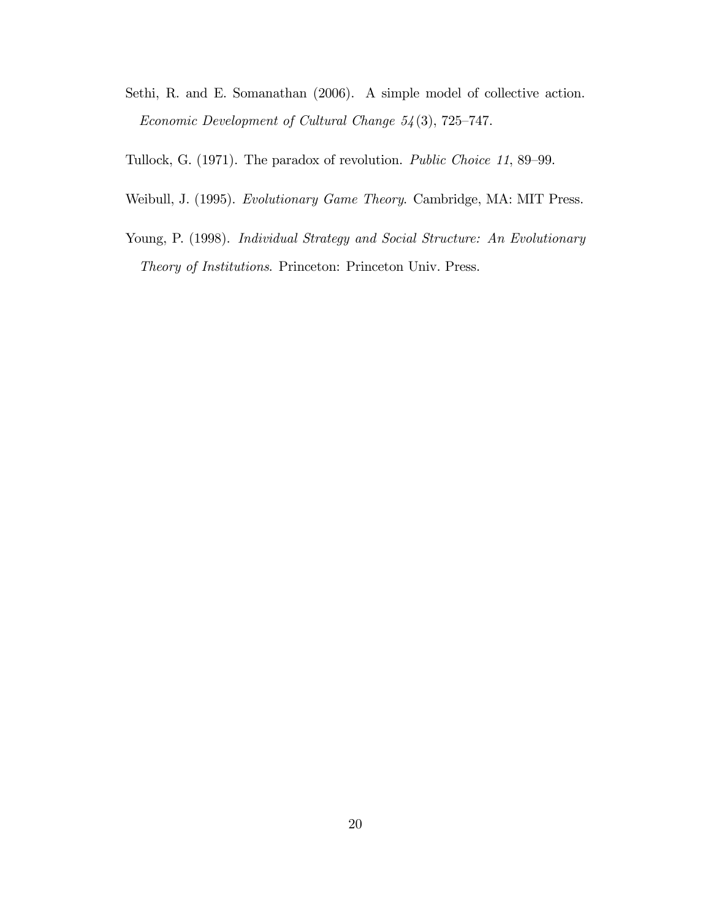Sethi, R. and E. Somanathan (2006). A simple model of collective action. *Economic Development of Cultural Change 54*(3), 725–747.

Tullock, G. (1971). The paradox of revolution. *Public Choice 11*, 89–99.

Weibull, J. (1995). *Evolutionary Game Theory*. Cambridge, MA: MIT Press.

Young, P. (1998). *Individual Strategy and Social Structure: An Evolutionary Theory of Institutions*. Princeton: Princeton Univ. Press.